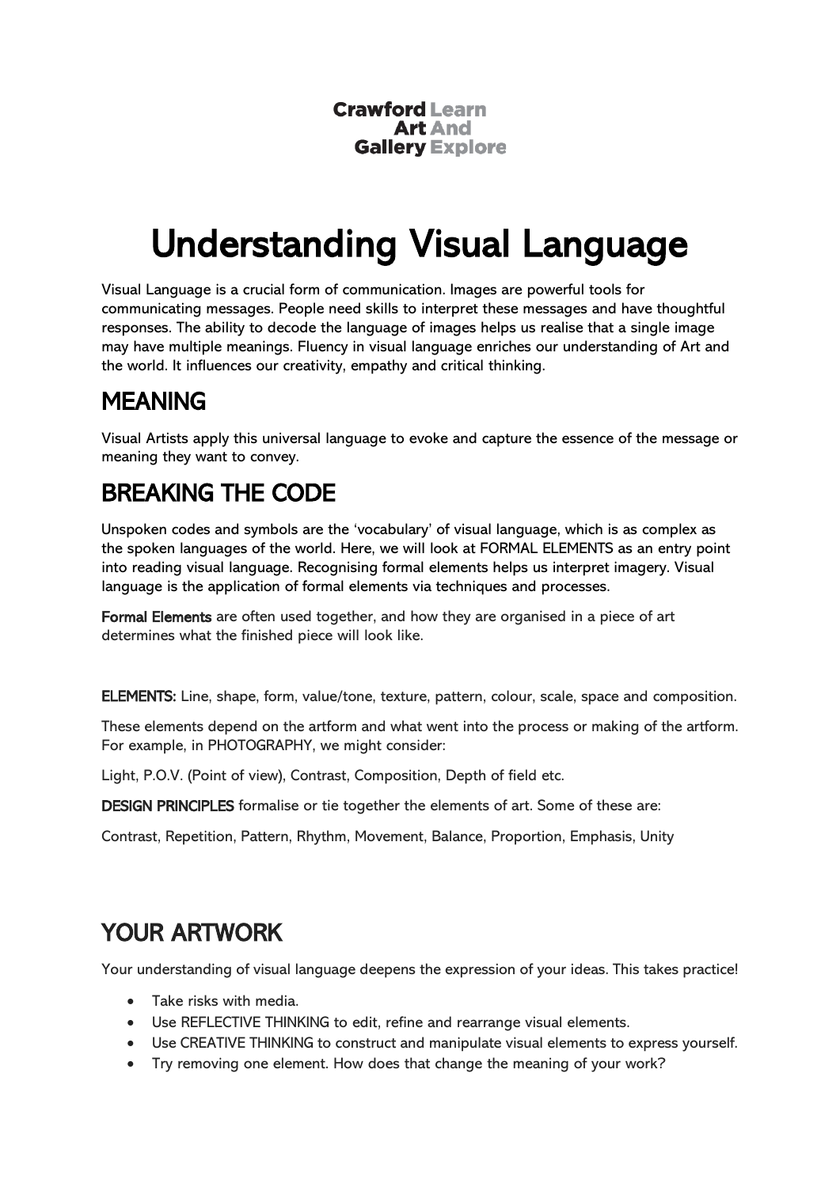Crawford Learn
Art And
Gallery Explore

# Understanding Visual Language

Visual Language is a crucial form of communication. Images are powerful tools for communicating messages. People need skills to interpret these messages and have thoughtful responses. The ability to decode the language of images helps us realise that a single image may have multiple meanings. Fluency in visual language enriches our understanding of Art and the world. It influences our creativity, empathy and critical thinking.

## MEANING

Visual Artists apply this universal language to evoke and capture the essence of the message or meaning they want to convey.

## BREAKING THE CODE

Unspoken codes and symbols are the 'vocabulary' of visual language, which is as complex as the spoken languages of the world. Here, we will look at FORMAL ELEMENTS as an entry point into reading visual language. Recognising formal elements helps us interpret imagery. Visual language is the application of formal elements via techniques and processes.

**Formal Elements** are often used together, and how they are organised in a piece of art determines what the finished piece will look like.

**ELEMENTS:** Line, shape, form, value/tone, texture, pattern, colour, scale, space and composition.

These elements depend on the artform and what went into the process or making of the artform. For example, in PHOTOGRAPHY, we might consider:

Light, P.O.V. (Point of view), Contrast, Composition, Depth of field etc.

**DESIGN PRINCIPLES** formalise or tie together the elements of art. Some of these are:

Contrast, Repetition, Pattern, Rhythm, Movement, Balance, Proportion, Emphasis, Unity

## YOUR ARTWORK

Your understanding of visual language deepens the expression of your ideas. This takes practice!

- Take risks with media.
- Use REFLECTIVE THINKING to edit, refine and rearrange visual elements.
- Use CREATIVE THINKING to construct and manipulate visual elements to express yourself.
- Try removing one element. How does that change the meaning of your work?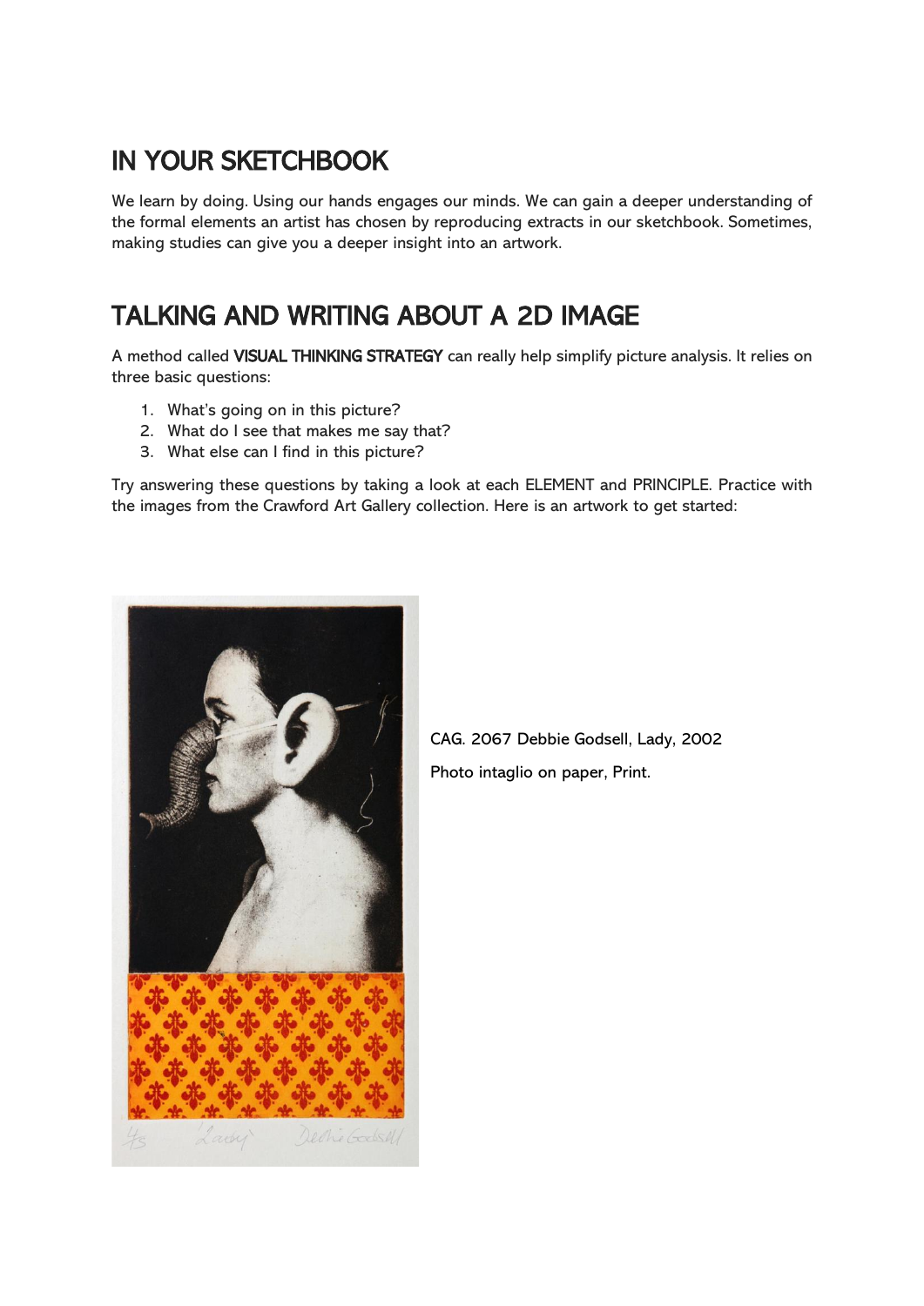## IN YOUR SKETCHBOOK

We learn by doing. Using our hands engages our minds. We can gain a deeper understanding of the formal elements an artist has chosen by reproducing extracts in our sketchbook. Sometimes, making studies can give you a deeper insight into an artwork.

## TALKING AND WRITING ABOUT A 2D IMAGE

A method called **VISUAL THINKING STRATEGY** can really help simplify picture analysis. It relies on three basic questions:

1. What's going on in this picture?
2. What do I see that makes me say that?
3. What else can I find in this picture?

Try answering these questions by taking a look at each ELEMENT and PRINCIPLE. Practice with the images from the Crawford Art Gallery collection. Here is an artwork to get started:

CAG. 2067 Debbie Godsell, Lady, 2002

Photo intaglio on paper, Print.